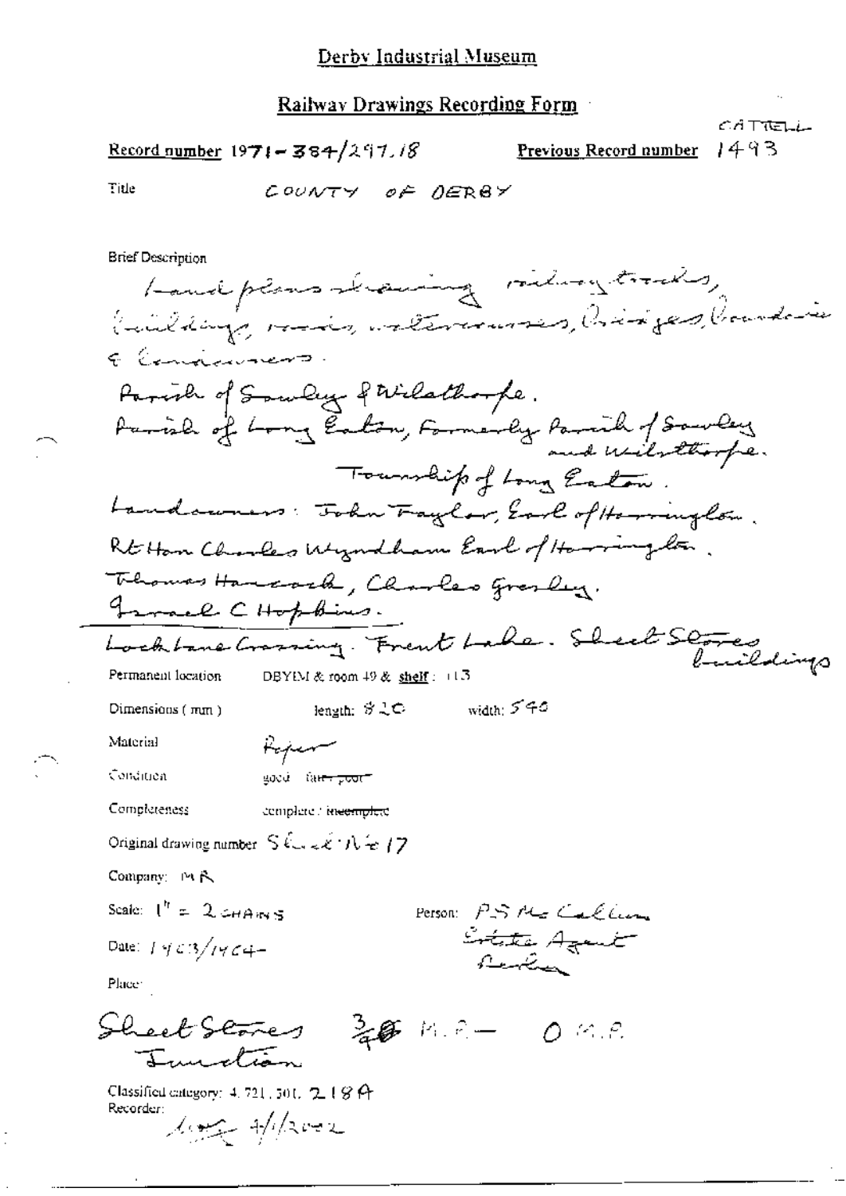# Derby Industrial Museum

## Railway Drawings Recording Form

CATTELL

**Record number** 1971-384/297.18 **Previous Record number** 1493

Title COUNTY OF DERBY

Brief Description

Land plans showing railway tracks, buildings, roads, watercourses, bridges, boundaries & landowners.

Parish of Sawley & Wilsthorpe.

Parish of Long Eaton, Formerly Parish of Sawley and Wilsthorpe.

Township of Long Eaton.

Landowners: John Taylor, Earl of Harrington.

Rt Hon Charles Wyndham Earl of Harrington.

Thomas Hancock, Charles Gresley.

Israel C Hopkins.

Lock Lane Crossing. Trent Lake. Sheet Stores buildings

Permanent location DBYIM & room 49 & shelf: 113

Dimensions (mm) length: 820 width: 540

Material Paper

Condition good ~~fair / poor~~

Completeness complete / ~~incomplete~~

Original drawing number Sheet No 17

Company: MR

Scale: 1" = 2 CHAINS

Person: P.S Mc Callum Estate Agent Derby

Date: 1903/1904

Place:

Sheet Stores Junction 3/4 M.P. — 0 M.P.

Classified category: 4.721.301. 218A

Recorder: [signature] 4/1/2002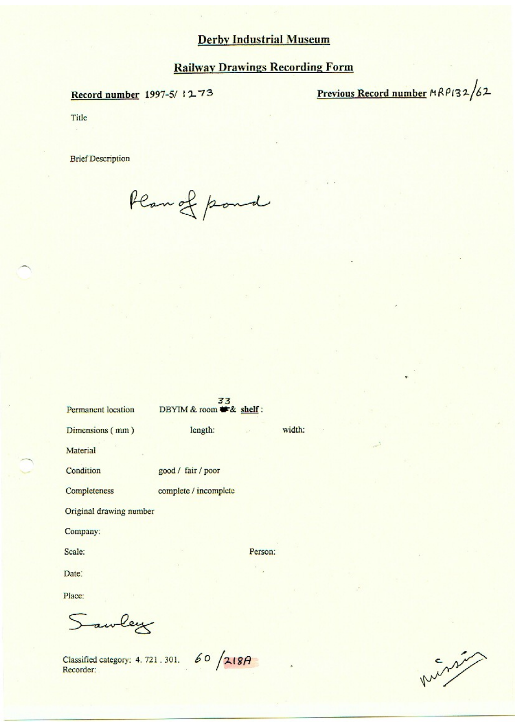# Derby Industrial Museum

## Railway Drawings Recording Form

**Record number** 1997-5/ 1273

**Previous Record number** MRP132/62

Title

Brief Description

Plan of pond

Permanent location DBYIM & room 33 & **shelf** :

Dimensions ( mm ) length: width:

Material

Condition good / fair / poor

Completeness complete / incomplete

Original drawing number

Company:

Scale: Person:

Date:

Place:

Sawley

Classified category: 4. 721 . 301. 60 /218A

Recorder:

missing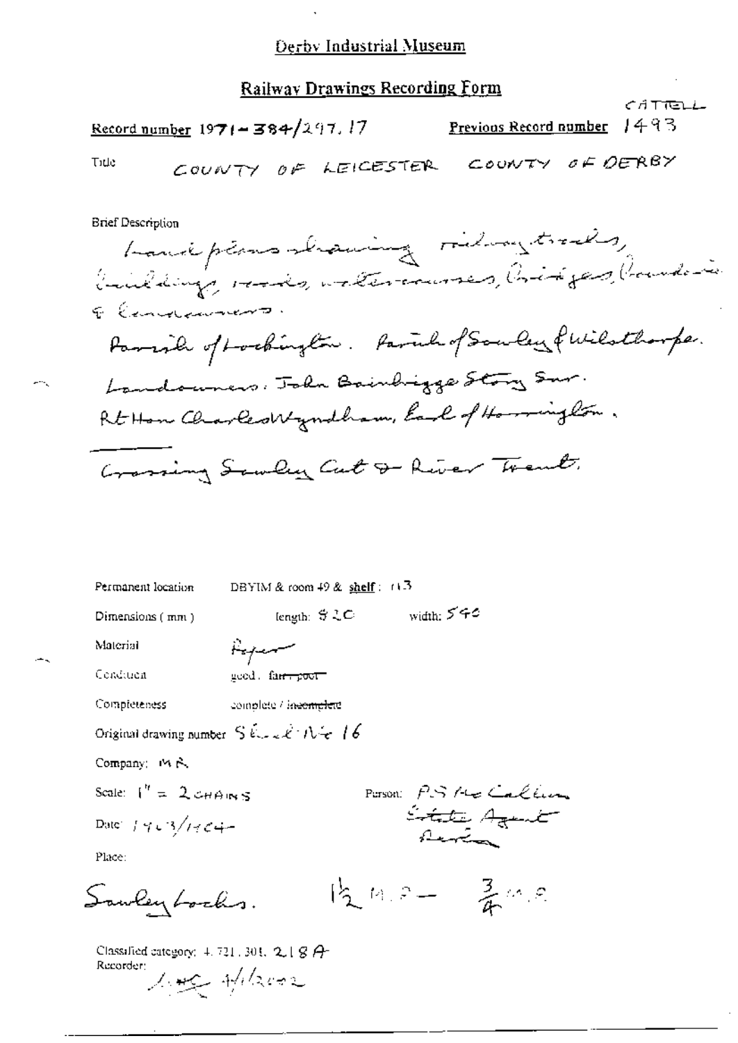# Derby Industrial Museum

## Railway Drawings Recording Form

CATTELL

**Record number** 1971-384/297.17 **Previous Record number** 1493

Title COUNTY OF LEICESTER COUNTY OF DERBY

Brief Description

Land plans showing railway tracks, buildings, roads, watercourses, bridges, boundaries & landowners.

Parish of Lockington. Parish of Sawley & Wilsthorpe.

Landowners: John Bainbrigge Story Esq.

Rt Hon Charles Wyndham, Earl of Harrington.

Crossing Sawley Cut & River Trent.

Permanent location DBYIM & room 49 & shelf: 113

Dimensions (mm) length: 820 width: 540

Material Paper

Condition good, ~~fair / poor~~

Completeness complete / ~~incomplete~~

Original drawing number Sheet No 16

Company: MR

Scale: 1" = 2 CHAINS

Person: P.S. McCallum Estate Agent Rents

Date: 1903/1904

Place:

Sawley Locks. 1½ M.P – ¾ M.P

Classified category: 4.721.301.218A

Recorder: 11/12002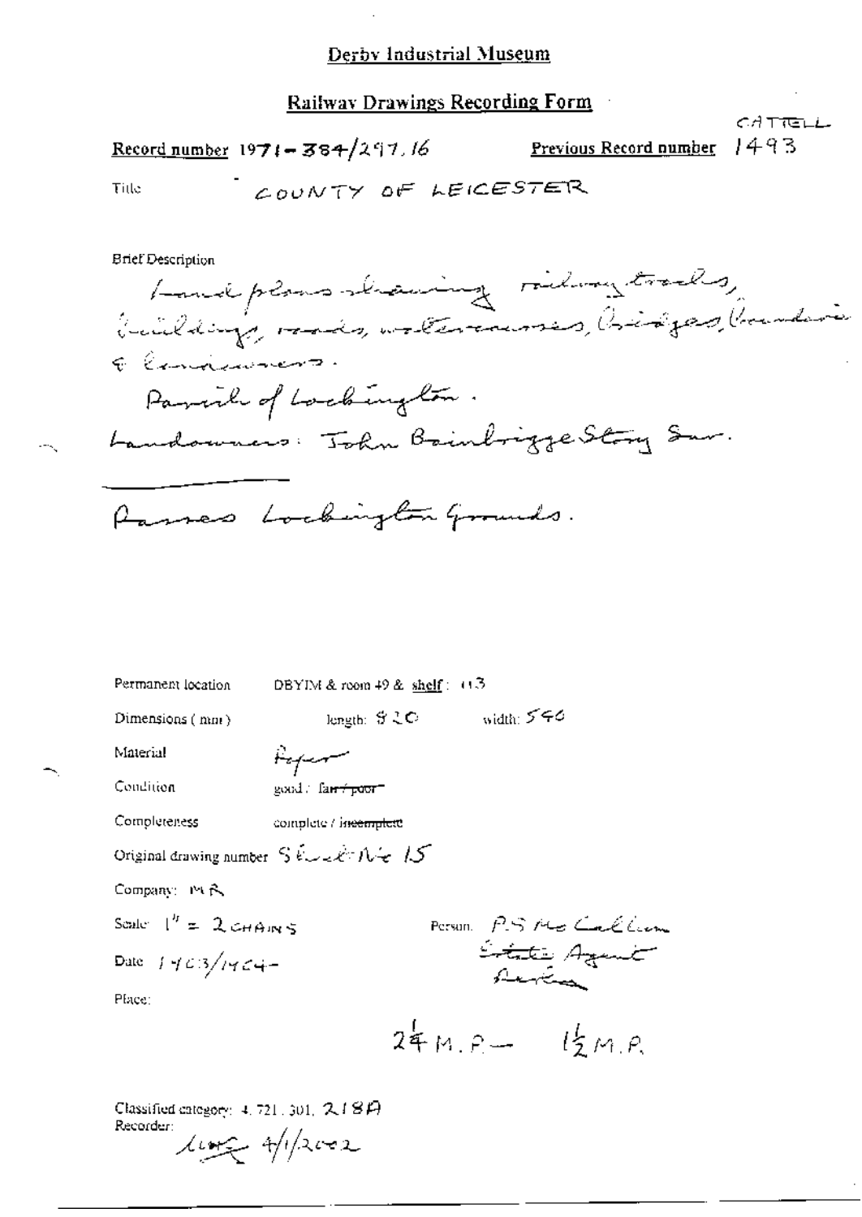# Derby Industrial Museum

## Railway Drawings Recording Form

CATTELL

**Record number** 1971-384/297.16 **Previous Record number** 1493

Title COUNTY OF LEICESTER

Brief Description

Land plans showing railway tracks, buildings, roads, watercourses, bridges, boundaries & landowners.

Parish of Lockington.

Landowners: John Bainbrigge Story Esq.

Passes Lockington Grounds.

Permanent location DBYIM & room 49 & shelf: 113

Dimensions (mm) length: 820 width: 540

Material Paper

Condition good / ~~fair / poor~~

Completeness complete / ~~incomplete~~

Original drawing number Sheet No 15

Company: MR

Scale 1" = 2 CHAINS

Person. P.S. McCallum Estate Agent Derby

Date 1903/1904

Place:

2¼ M.P. — 1½ M.P.

Classified category: 4.721.301, 218A

Recorder: 4/1/2002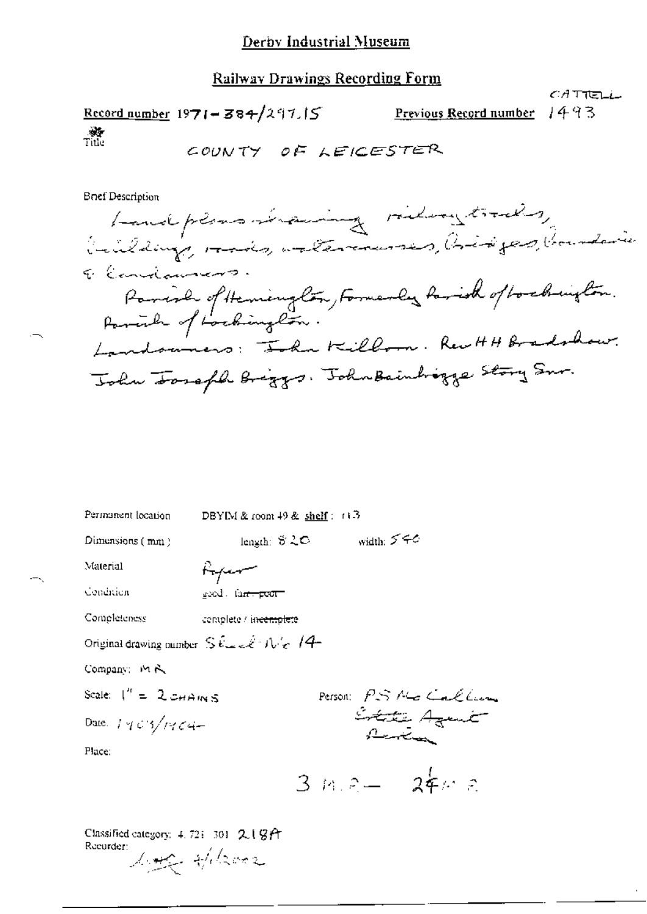# Derby Industrial Museum

## Railway Drawings Recording Form

CATTELL

**Record number** 1971-384/297.15 **Previous Record number** 1493

Title

COUNTY OF LEICESTER

Brief Description

Land plans showing railway tracks, buildings, roads, watercourses, bridges, boundaries & landowners.
Parish of Hemington, formerly Parish of Lockington.
Parish of Lockington.
Landowners: John Killom. Rev H H Bradshaw.
John Joseph Briggs. John Bainbrigge Story Snr.

Permanent location DBYIM & room 49 & shelf: 113

Dimensions (mm) length: 820 width: 540

Material Paper

Condition good / ~~fair / poor~~

Completeness complete / ~~incomplete~~

Original drawing number Sheet No 14

Company: MR

Scale: 1" = 2 CHAINS

Person: P S McCallum
Estate Agent
Derby

Date: 1903/1904

Place:

3 M.P — 2¼ M.P

Classified category: 4.721.301 218A

Recorder: 4/1/2002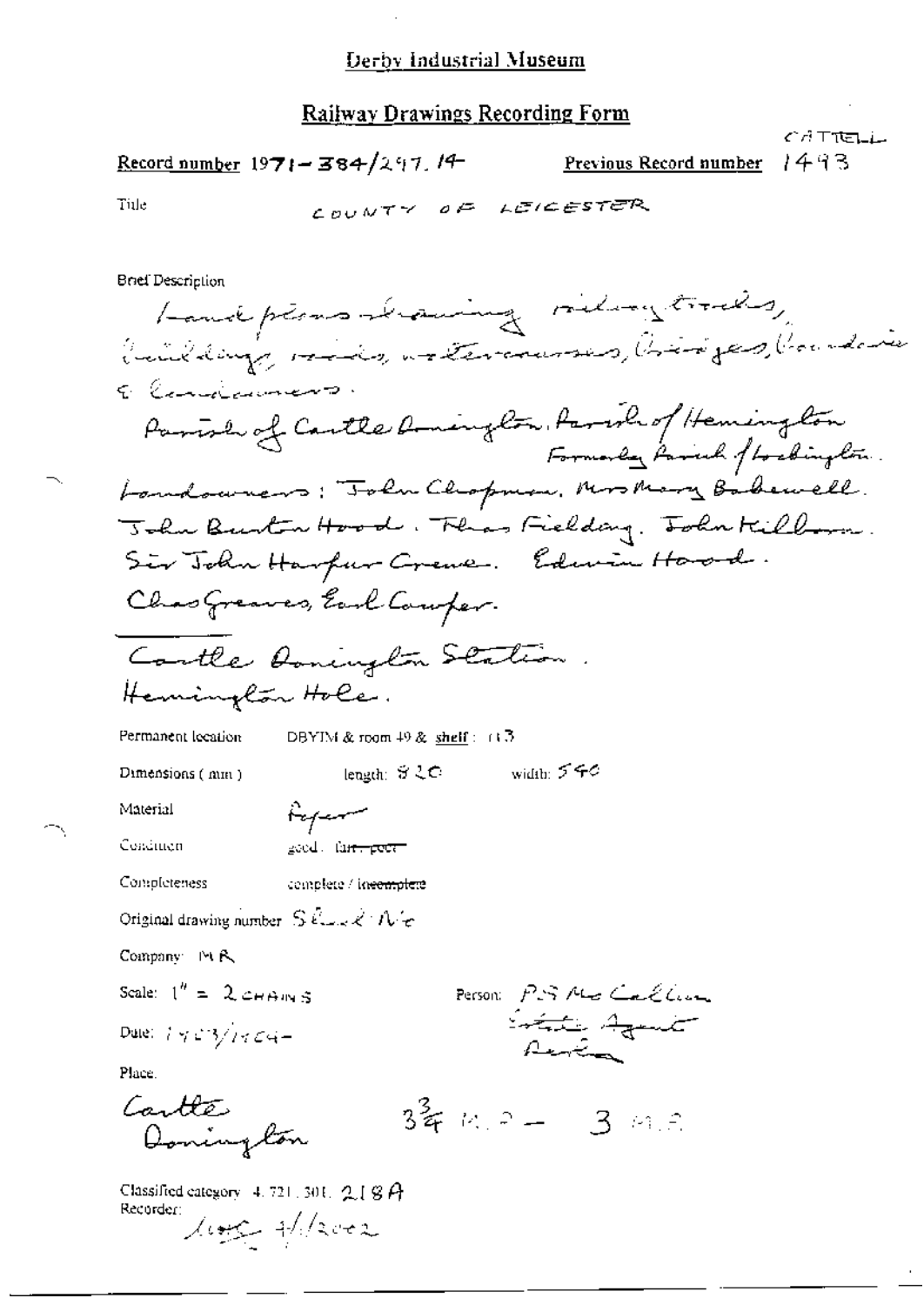Derby Industrial Museum

## Railway Drawings Recording Form

CATTELL

**Record number** 1971-384/297.14 **Previous Record number** 1493

Title COUNTY OF LEICESTER

Brief Description

Land plans showing railway tracks, buildings, roads, watercourses, bridges, boundaries & landowners.

Parish of Castle Donington. Parish of Hemington Formerly Parish of Lockington.

Landowners: John Chapman. Mrs Mary Bakewell. John Burton Hood. Thos Fielding. John Kilbourn. Sir John Harpur Crewe. Edwin Hood. Chas Greaves, Earl Cowper.

Castle Donington Station.
Hemington Hole.

Permanent location DBYIM & room 49 & shelf: 113

Dimensions (mm) length: 820 width: 540

Material Paper

Condition good / ~~fair / poor~~

Completeness complete / ~~incomplete~~

Original drawing number Sheet No

Company: MR

Scale: 1" = 2 CHAINS

Person: P.S. Mc Callum Estate Agent Derby

Date: 1903/1904-

Place:

Castle Donington $3\frac{3}{4}$ M.P. – 3 M.P.

Classified category 4.721.301. 218A
Recorder: 4/1/2002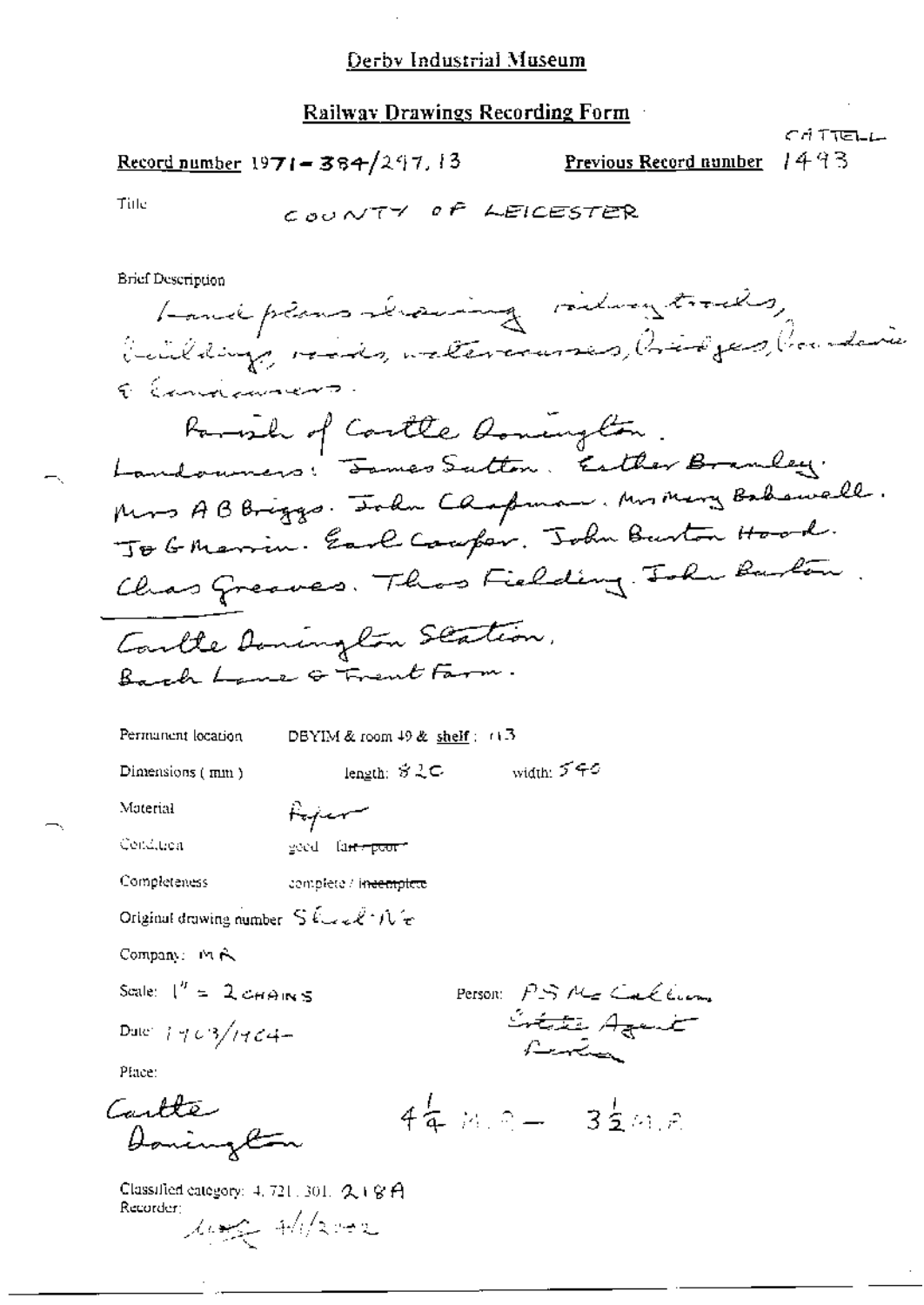Derby Industrial Museum

**Railway Drawings Recording Form**

CATTELL

Record number 1971-384/297.13    Previous Record number 1493

Title: COUNTY OF LEICESTER

Brief Description

Land plans showing railway tracks, buildings, roads, watercourses, bridges, boundaries & landowners.

Parish of Castle Donington.

Landowners: James Sutton. Esther Bramley. Mrs A B Briggs. John Chapman. Mrs Mary Bakewell. Jo G Marvin. Earl Cowper. John Burton Hood. Chas Greaves. Thos Fielding. John Burton.

Castle Donington Station.

Back Lane & Trent Farm.

Permanent location: DBYIM & room 49 & shelf: 113

Dimensions (mm): length: 820   width: 540

Material: Paper

Condition: good ~~fair / poor~~

Completeness: complete / ~~incomplete~~

Original drawing number: Sheet No

Company: MR

Scale: 1" = 2 CHAINS

Person: PS McCallum, Estate Agent, Railway

Date: 1903/1904

Place: Castle Donington

$4\frac{1}{4}$ M.P. – $3\frac{1}{2}$ M.P.

Classified category: 4.721.301. 218A

Recorder: 4/1/2002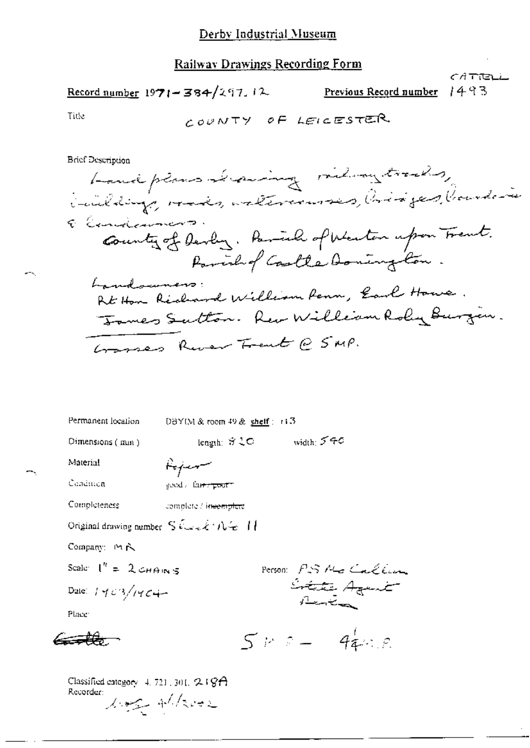# Derby Industrial Museum

## Railway Drawings Recording Form

CATTELL

**Record number** 1971-384/297.12 **Previous Record number** 1493

Title COUNTY OF LEICESTER

Brief Description

Land plans showing railway tracks, buildings, roads, watercourses, bridges, boundaries & landowners.

County of Derby. Parish of Weston upon Trent.
Parish of Castle Donington.

Landowners:
Rt Hon Richard William Penn, Earl Howe.
James Sutton. Rev William Roby Burgin.

Crosses River Trent @ 5MP.

Permanent location DBYIM & room 49 & shelf: 113

Dimensions (mm) length: 820 width: 540

Material Paper

Condition good / ~~fair / poor~~

Completeness complete / ~~incomplete~~

Original drawing number Sheet No 11

Company: MR

Scale: 1" = 2 CHAINS

Person: P.S. McCallum Estate Agent Derby

Date: 1903/1904

Place: ~~Castle~~

5MP - 4¼MP

Classified category 4.721.301.218A

Recorder: [signature] 4/1/2002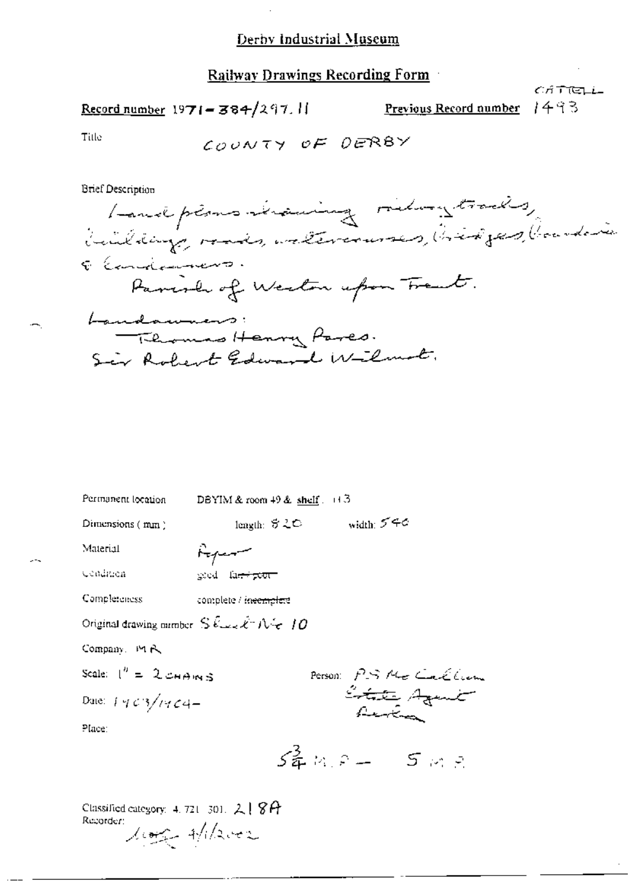# Derby Industrial Museum

## Railway Drawings Recording Form

CATTELL

**Record number** 1971-384/297.11 **Previous Record number** 1493

Title COUNTY OF DERBY

Brief Description

Land plans showing railway tracks, buildings, roads, watercourses, bridges, boundaries & landowners.

Parish of Weston upon Trent.

Landowners:

Thomas Henry Pares.

Sir Robert Edward Wilmot.

Permanent location DBYIM & room 49 & shelf: 113

Dimensions (mm) length: 820 width: 540

Material Paper

Condition good ~~fair / poor~~

Completeness complete / ~~incomplete~~

Original drawing number Sheet No 10

Company: MR

Scale: 1" = 2 CHAINS

Person: P.S McCallum Estate Agent Derby

Date: 1903/1904-

Place:

$5\frac{3}{4}$ M.P — 5 M.P

Classified category: 4.721.301. 218A

Recorder: 4/1/2002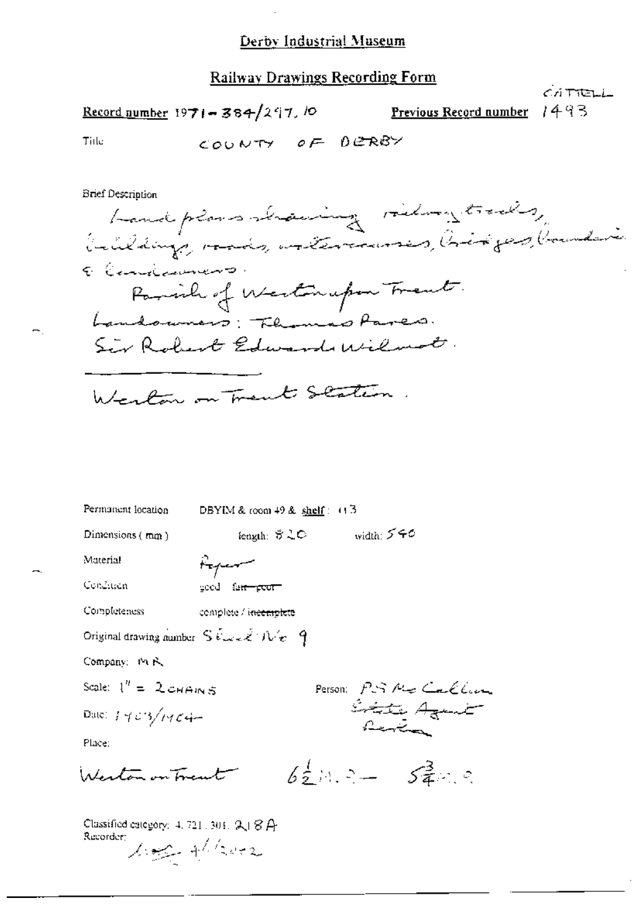# Derby Industrial Museum

## Railway Drawings Recording Form

CATTELL

**Record number** 1971-384/297.10 **Previous Record number** 1493

Title COUNTY OF DERBY

Brief Description

Land plans showing railway tracks, buildings, roads, watercourses, bridges, boundaries & landowners.
Parish of Weston upon Trent.
Landowners: Thomas Pares.
Sir Robert Edwards Wilmot.

---

Weston on Trent Station.

Permanent location DBYIM & room 49 & shelf: 113

Dimensions (mm) length: 820 width: 540

Material Paper

Condition good ~~fair~~ ~~poor~~

Completeness complete / ~~incomplete~~

Original drawing number Sheet No 9

Company: MR

Scale: 1" = 2 CHAINS

Date: 1903/1904

Person: P.S. McCallum Estate Agent Derby

Place:

Weston on Trent $6\frac{1}{2}$ M.P. – $5\frac{3}{4}$ M.P.

Classified category: 4.721.301. 218A

Recorder: 4/1/2002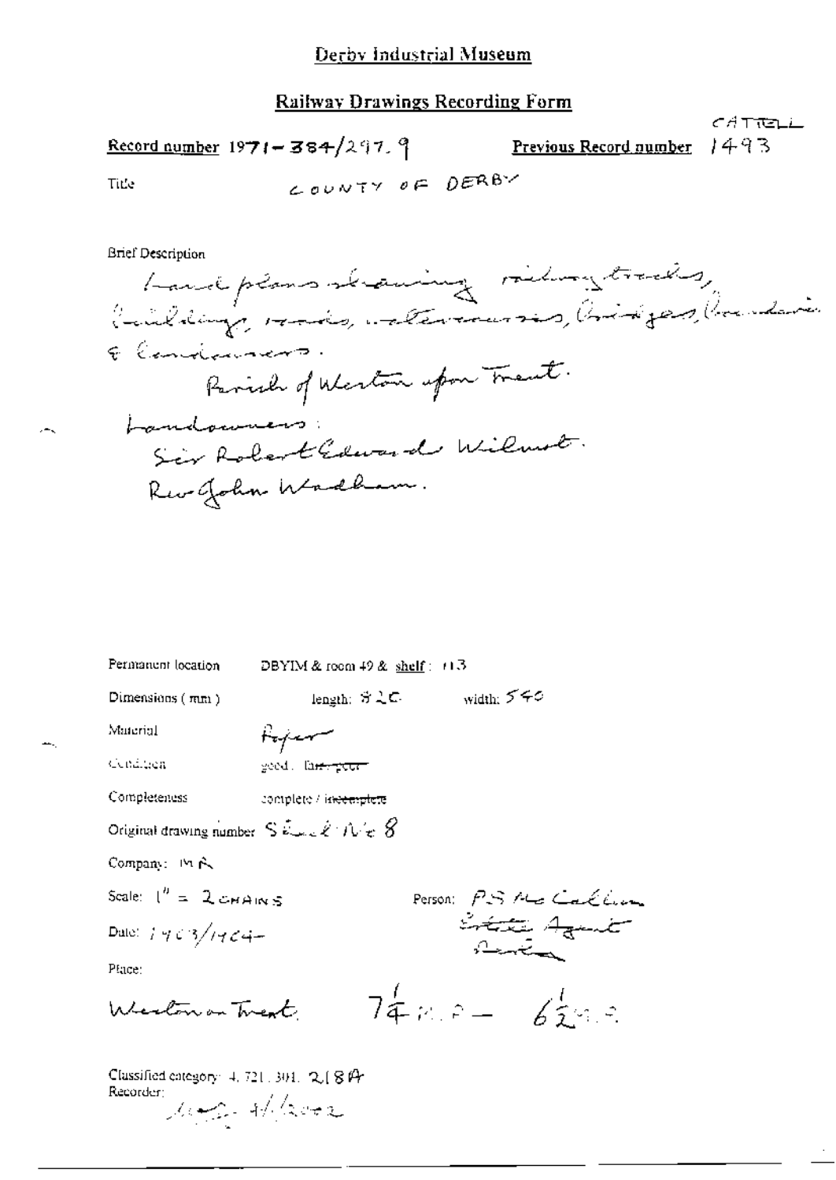# Derby Industrial Museum

## Railway Drawings Recording Form

CATTELL

**Record number** 1971-384/297.9 **Previous Record number** 1493

Title COUNTY OF DERBY

Brief Description

Land plans showing railway tracks, buildings, roads, watercourses, bridges, boundaries & landowners.

Parish of Weston upon Trent.

Landowners:

Sir Robert Edward Wilmot.

Rev John Wadham.

Permanent location DBYIM & room 49 & shelf: 113

Dimensions (mm) length: 820 width: 540

Material Paper

Condition good / ~~fair / poor~~

Completeness complete / ~~incomplete~~

Original drawing number Sheet No 8

Company: MR

Scale: 1" = 2 CHAINS

Person: PS McCallum Estate Agent Derby

Date: 1903/1904

Place:

Weston on Trent 7¼ M.P. – 6½ M.P.

Classified category: 4.721.301.218A

Recorder: 4/2002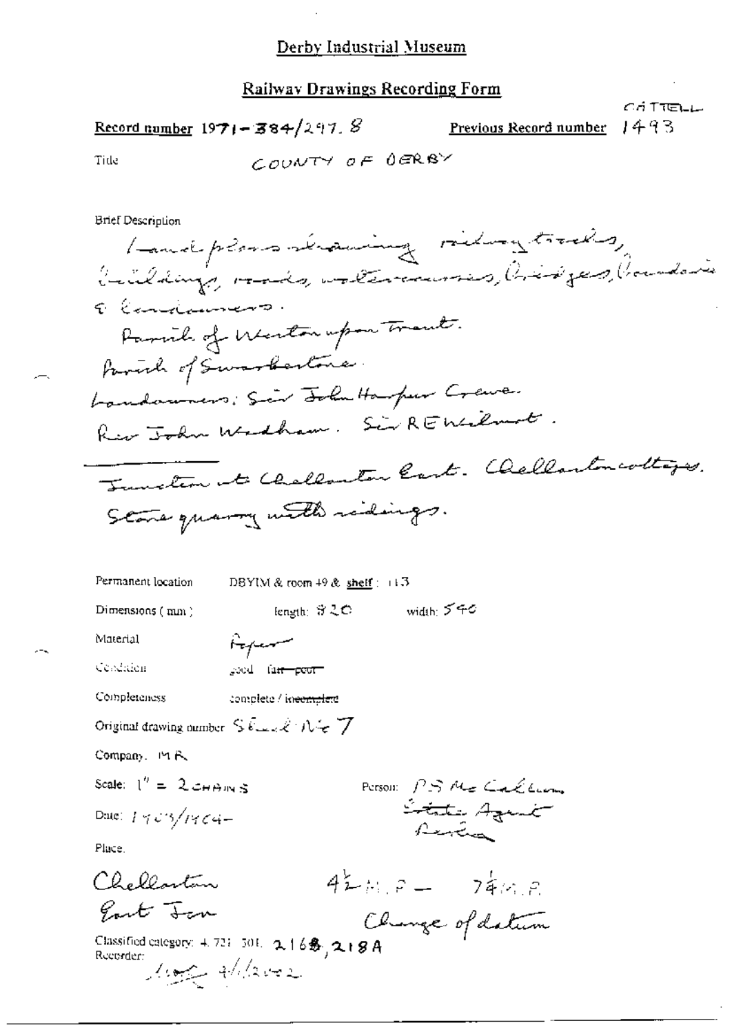# Derby Industrial Museum

## Railway Drawings Recording Form

CATTELL

**Record number** 1971-384/297.8 **Previous Record number** 1493

Title COUNTY OF DERBY

Brief Description

Land plans showing railway tracks, buildings, roads, watercourses, bridges, boundaries & landowners.

Parish of Weston upon Trent.

Parish of Swarkestone.

Landowners: Sir John Harpur Crewe.

Rev John Wadham. Sir R E Wilmot.

---

Junction at Chellaston East. Chellaston cottages.

Stone quarry with sidings.

Permanent location DBYIM & room 49 & shelf: 113

Dimensions (mm) length: 820 width: 540

Material Paper

Condition good ~~fair~~ ~~poor~~

Completeness complete / ~~incomplete~~

Original drawing number Sheet No 7

Company: MR

Scale: 1" = 2 CHAINS

Person: P S McCallum
Estate Agent
Railway

Date: 1903/1904

Place:

Chellaston
East Jcn

4½ M.P. — 7¼ M.P.
Change of datum

Classified category: 4.721.301. 216B, 218A

Recorder: 4/1/2002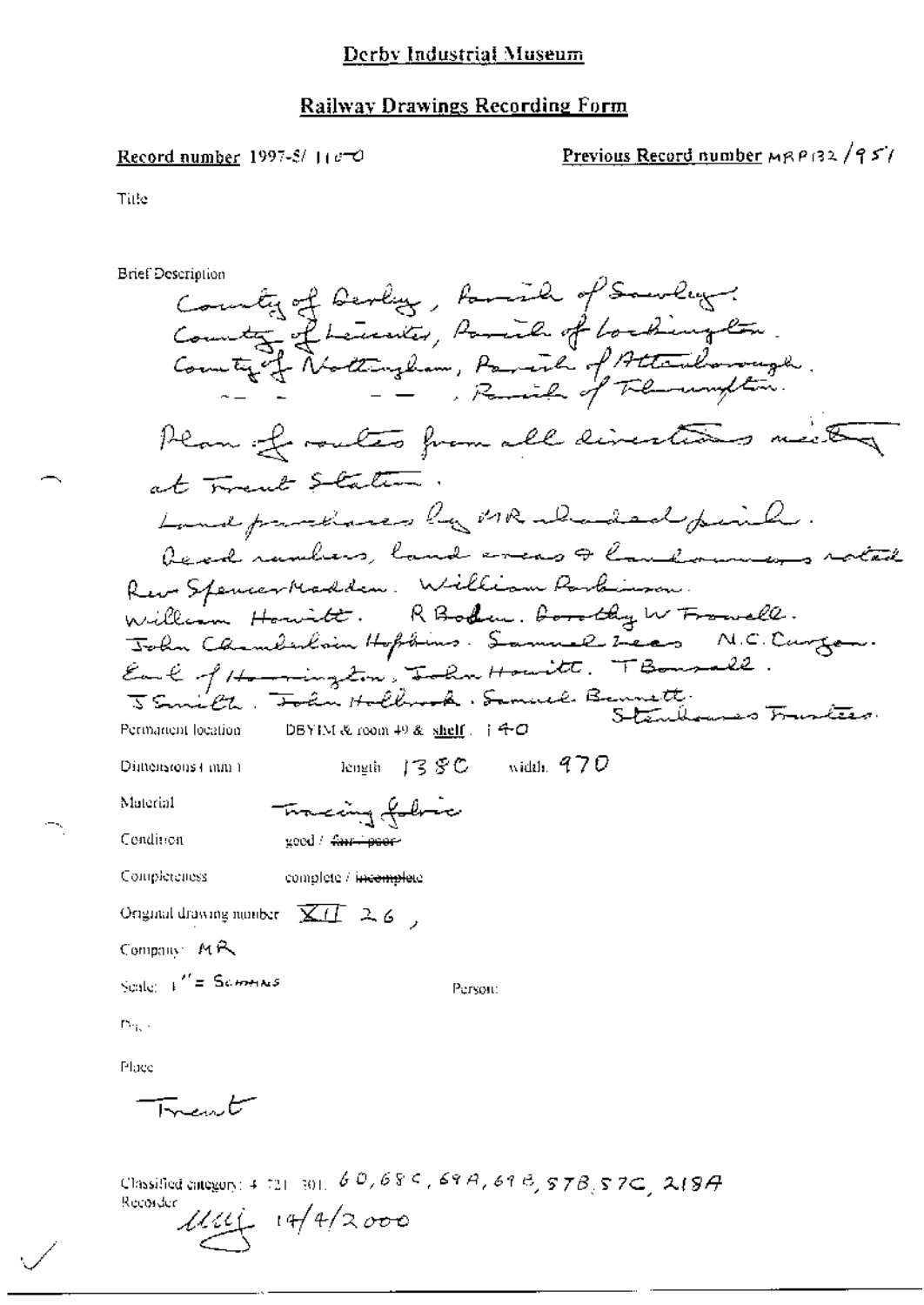# Derby Industrial Museum

## Railway Drawings Recording Form

**Record number** 1997-5/ 1160

**Previous Record number** MRP132/951

Title

Brief Description

County of Derby, Parish of Sawley.
County of Leicester, Parish of Lockington.
County of Nottingham, Parish of Attenborough.
-- -- -- --, Parish of Thrumpton.

Plan of routes from all directions meeting at Trent Station.

Land purchases by MR shaded pink.

Deed numbers, land areas & landowners noted.

Rev Spencer Madden. William Parkinson.
William Howitt. R Boden. Dorothy W Frowell.
John Chamberlain Hopkins. Samuel Leas. N.C. Curzon.
Earl of Harrington. John Howitt. T Bonsall.
J Smith. John Holbrook. Samuel Bennett.
Stanhopes Trustees.

Permanent location DBYIM & room 49 & shelf: 140

Dimensions (mm) length 1380 width 970

Material Tracing fabric

Condition good / ~~fair / poor~~

Completeness complete / ~~incomplete~~

Original drawing number XII 26,

Company: MR

Scale: 1" = 5 chains

Person:

Date

Place

Trent

Classified category: 4.721.301. 60, 68C, 69A, 69B, 57B, 57C, 219A

Recorder 14/4/2000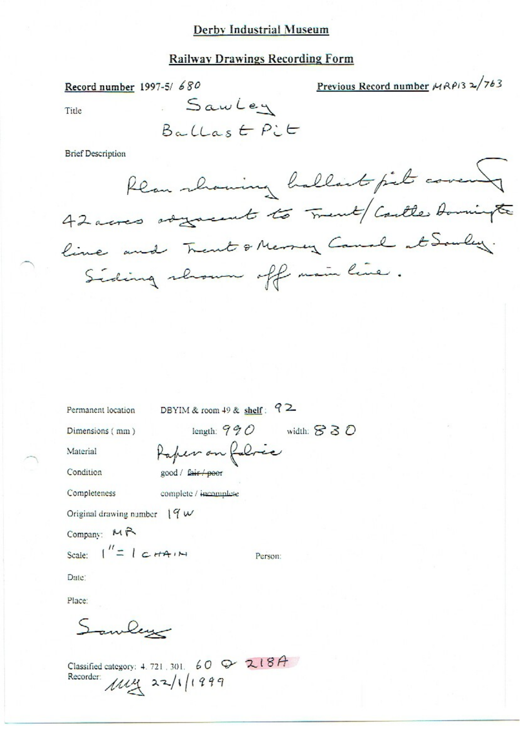# Derby Industrial Museum

## Railway Drawings Recording Form

**Record number** 1997-5/ 680

**Previous Record number** MRP132/763

Title Sawley Ballast Pit

Brief Description

Plan showing ballast pit covering 42 acres adjacent to Trent/Castle Donington line and Trent & Mersey Canal at Sawley. Siding shown off main line.

Permanent location DBYIM & room 49 & shelf: 92

Dimensions (mm) length: 990 width: 830

Material Paper on fabric

Condition good / ~~fair / poor~~

Completeness complete / ~~incomplete~~

Original drawing number 19W

Company: MR

Scale: 1" = 1 CHAIN

Person:

Date:

Place:

Sawley

Classified category: 4. 721. 301. 60 & 218A

Recorder: MLY 22/1/1999